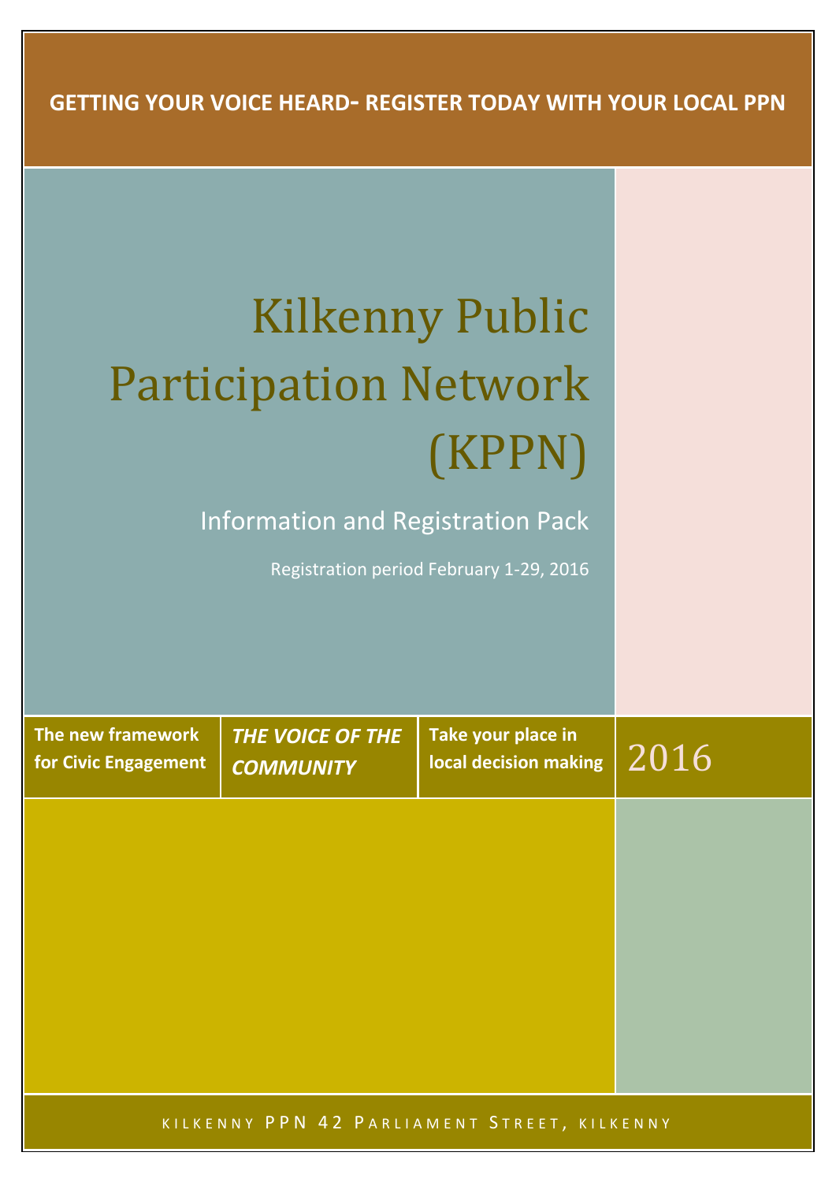**GETTING YOUR VOICE HEARD- REGISTER TODAY WITH YOUR LOCAL PPN**

# Kilkenny Public Participation Network (KPPN)

## Information and Registration Pack

Registration period February 1-29, 2016

| **The new framework for Civic Engagement** | ***THE VOICE OF THE COMMUNITY*** | **Take your place in local decision making** | 2016 |
|---|---|---|---|

KILKENNY PPN 42 PARLIAMENT STREET, KILKENNY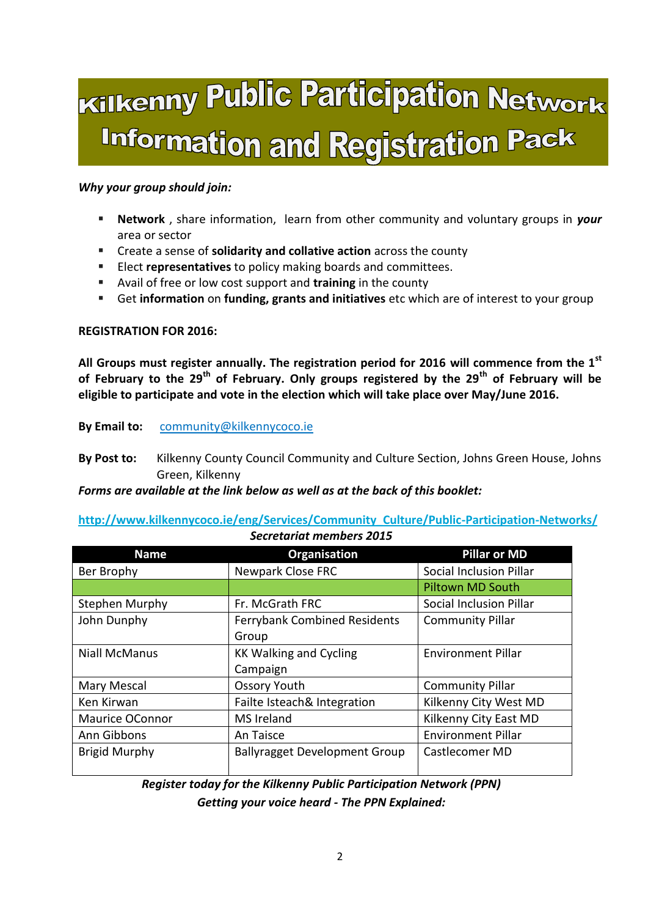# Kilkenny Public Participation Network Information and Registration Pack

***Why your group should join:***

- **Network** , share information, learn from other community and voluntary groups in ***your*** area or sector
- Create a sense of **solidarity and collative action** across the county
- Elect **representatives** to policy making boards and committees.
- Avail of free or low cost support and **training** in the county
- Get **information** on **funding, grants and initiatives** etc which are of interest to your group

**REGISTRATION FOR 2016:**

**All Groups must register annually. The registration period for 2016 will commence from the 1st of February to the 29th of February. Only groups registered by the 29th of February will be eligible to participate and vote in the election which will take place over May/June 2016.**

**By Email to:** community@kilkennycoco.ie

**By Post to:** Kilkenny County Council Community and Culture Section, Johns Green House, Johns Green, Kilkenny

***Forms are available at the link below as well as at the back of this booklet:***

**http://www.kilkennycoco.ie/eng/Services/Community_Culture/Public-Participation-Networks/**

***Secretariat members 2015***

| Name | Organisation | Pillar or MD |
|---|---|---|
| Ber Brophy | Newpark Close FRC | Social Inclusion Pillar |
| | | Piltown MD South |
| Stephen Murphy | Fr. McGrath FRC | Social Inclusion Pillar |
| John Dunphy | Ferrybank Combined Residents Group | Community Pillar |
| Niall McManus | KK Walking and Cycling Campaign | Environment Pillar |
| Mary Mescal | Ossory Youth | Community Pillar |
| Ken Kirwan | Failte Isteach& Integration | Kilkenny City West MD |
| Maurice OConnor | MS Ireland | Kilkenny City East MD |
| Ann Gibbons | An Taisce | Environment Pillar |
| Brigid Murphy | Ballyragget Development Group | Castlecomer MD |

***Register today for the Kilkenny Public Participation Network (PPN)***

***Getting your voice heard - The PPN Explained:***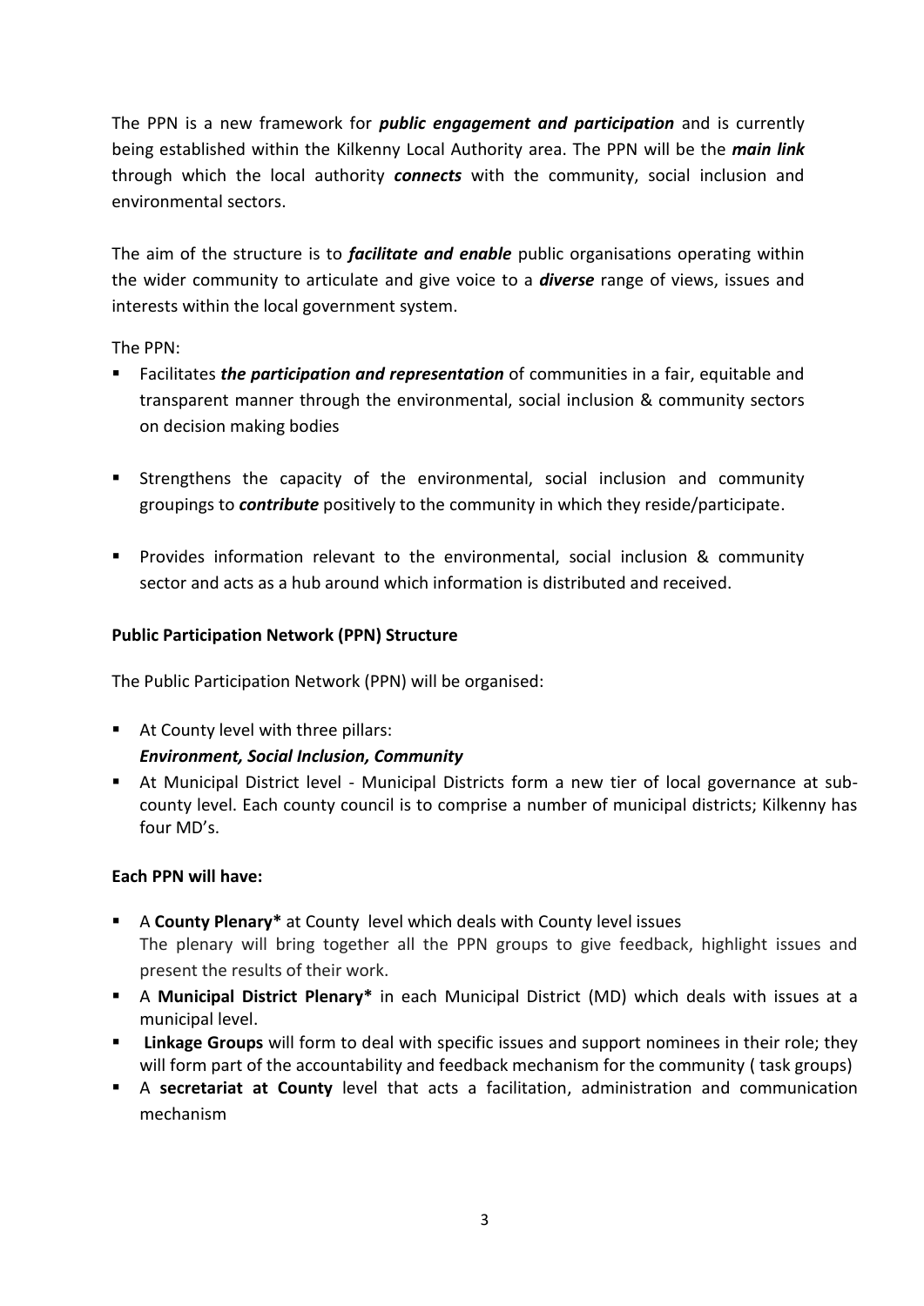The PPN is a new framework for ***public engagement and participation*** and is currently being established within the Kilkenny Local Authority area. The PPN will be the ***main link*** through which the local authority ***connects*** with the community, social inclusion and environmental sectors.

The aim of the structure is to ***facilitate and enable*** public organisations operating within the wider community to articulate and give voice to a ***diverse*** range of views, issues and interests within the local government system.

The PPN:

- Facilitates ***the participation and representation*** of communities in a fair, equitable and transparent manner through the environmental, social inclusion & community sectors on decision making bodies
- Strengthens the capacity of the environmental, social inclusion and community groupings to ***contribute*** positively to the community in which they reside/participate.
- Provides information relevant to the environmental, social inclusion & community sector and acts as a hub around which information is distributed and received.

**Public Participation Network (PPN) Structure**

The Public Participation Network (PPN) will be organised:

- At County level with three pillars:
  ***Environment, Social Inclusion, Community***
- At Municipal District level - Municipal Districts form a new tier of local governance at sub-county level. Each county council is to comprise a number of municipal districts; Kilkenny has four MD's.

**Each PPN will have:**

- A **County Plenary*** at County level which deals with County level issues
  The plenary will bring together all the PPN groups to give feedback, highlight issues and present the results of their work.
- A **Municipal District Plenary*** in each Municipal District (MD) which deals with issues at a municipal level.
- **Linkage Groups** will form to deal with specific issues and support nominees in their role; they will form part of the accountability and feedback mechanism for the community ( task groups)
- A **secretariat at County** level that acts a facilitation, administration and communication mechanism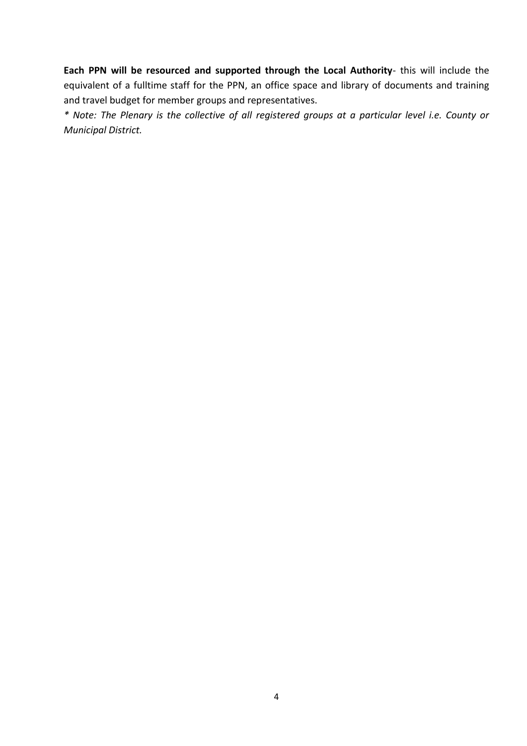**Each PPN will be resourced and supported through the Local Authority**- this will include the equivalent of a fulltime staff for the PPN, an office space and library of documents and training and travel budget for member groups and representatives.

*\* Note: The Plenary is the collective of all registered groups at a particular level i.e. County or Municipal District.*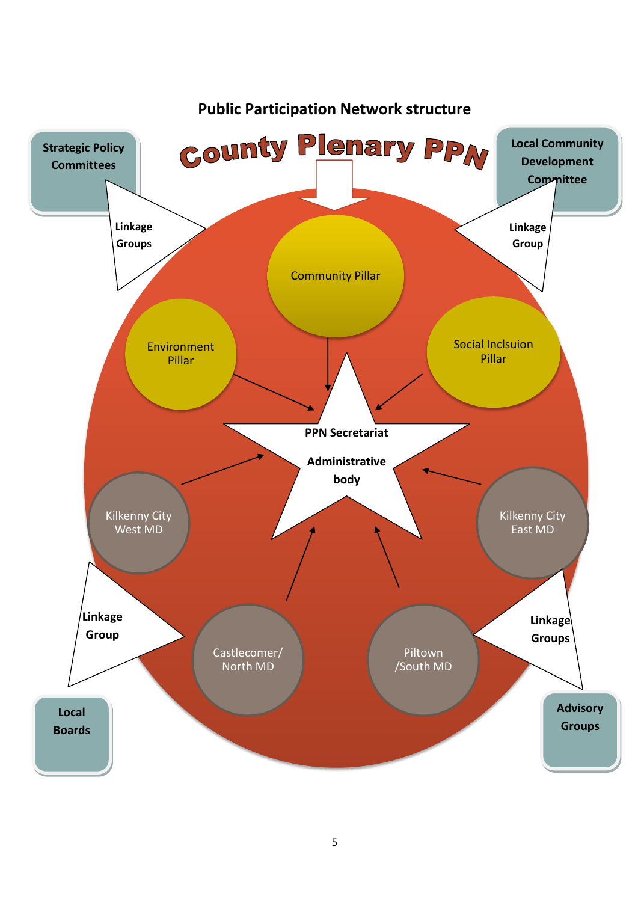## Public Participation Network structure

**County Plenary PPN**

**Strategic Policy Committees**

**Linkage Groups**

**Local Community Development Committee**

**Linkage Group**

Community Pillar

Environment Pillar

Social Inclsuion Pillar

**PPN Secretariat**

**Administrative body**

Kilkenny City West MD

Kilkenny City East MD

Castlecomer/ North MD

Piltown /South MD

**Linkage Group**

**Linkage Groups**

**Local Boards**

**Advisory Groups**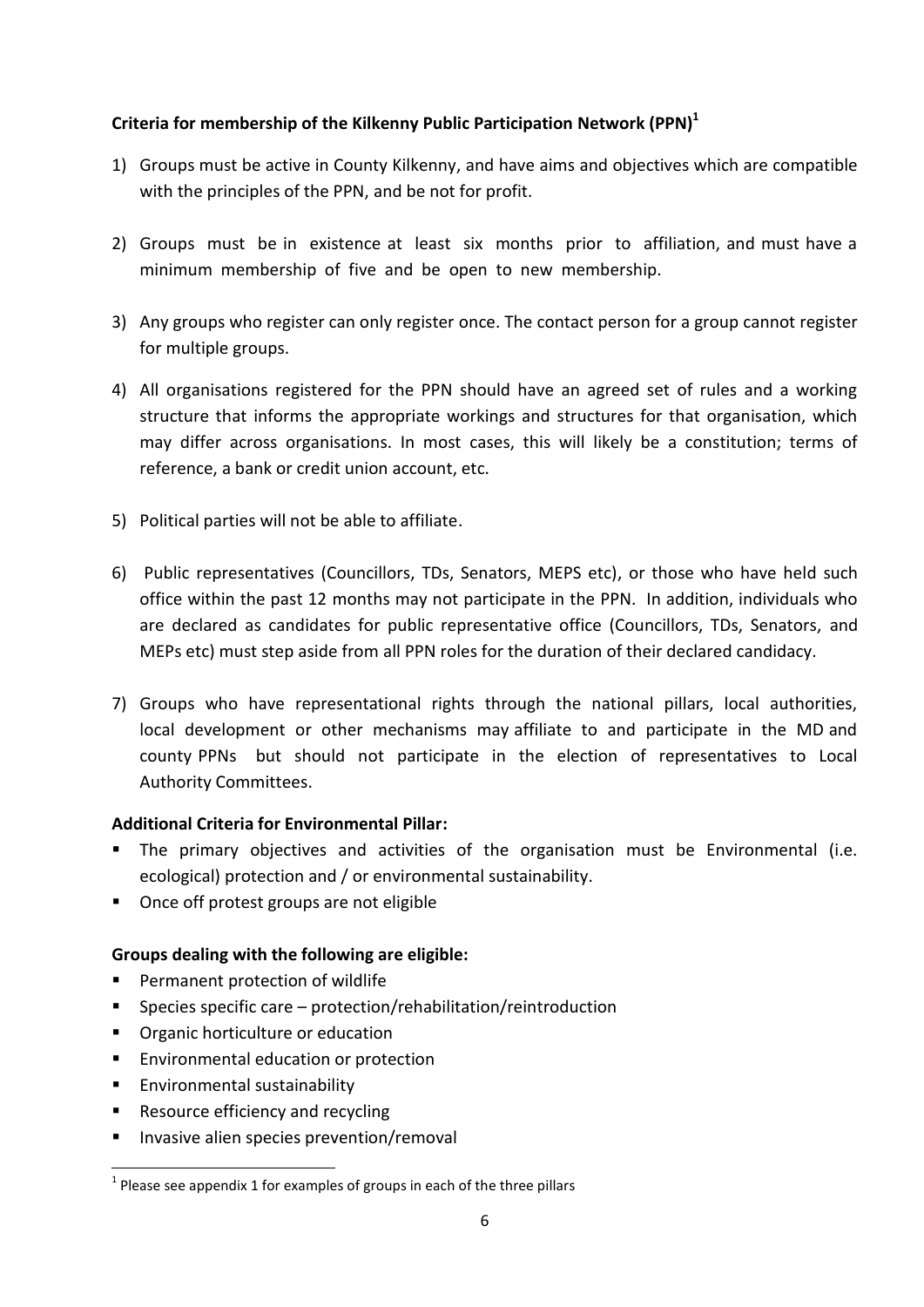**Criteria for membership of the Kilkenny Public Participation Network (PPN)[1]**

1) Groups must be active in County Kilkenny, and have aims and objectives which are compatible with the principles of the PPN, and be not for profit.

2) Groups must be in existence at least six months prior to affiliation, and must have a minimum membership of five and be open to new membership.

3) Any groups who register can only register once. The contact person for a group cannot register for multiple groups.

4) All organisations registered for the PPN should have an agreed set of rules and a working structure that informs the appropriate workings and structures for that organisation, which may differ across organisations. In most cases, this will likely be a constitution; terms of reference, a bank or credit union account, etc.

5) Political parties will not be able to affiliate.

6) Public representatives (Councillors, TDs, Senators, MEPS etc), or those who have held such office within the past 12 months may not participate in the PPN. In addition, individuals who are declared as candidates for public representative office (Councillors, TDs, Senators, and MEPs etc) must step aside from all PPN roles for the duration of their declared candidacy.

7) Groups who have representational rights through the national pillars, local authorities, local development or other mechanisms may affiliate to and participate in the MD and county PPNs but should not participate in the election of representatives to Local Authority Committees.

**Additional Criteria for Environmental Pillar:**

- The primary objectives and activities of the organisation must be Environmental (i.e. ecological) protection and / or environmental sustainability.
- Once off protest groups are not eligible

**Groups dealing with the following are eligible:**

- Permanent protection of wildlife
- Species specific care – protection/rehabilitation/reintroduction
- Organic horticulture or education
- Environmental education or protection
- Environmental sustainability
- Resource efficiency and recycling
- Invasive alien species prevention/removal

[1] Please see appendix 1 for examples of groups in each of the three pillars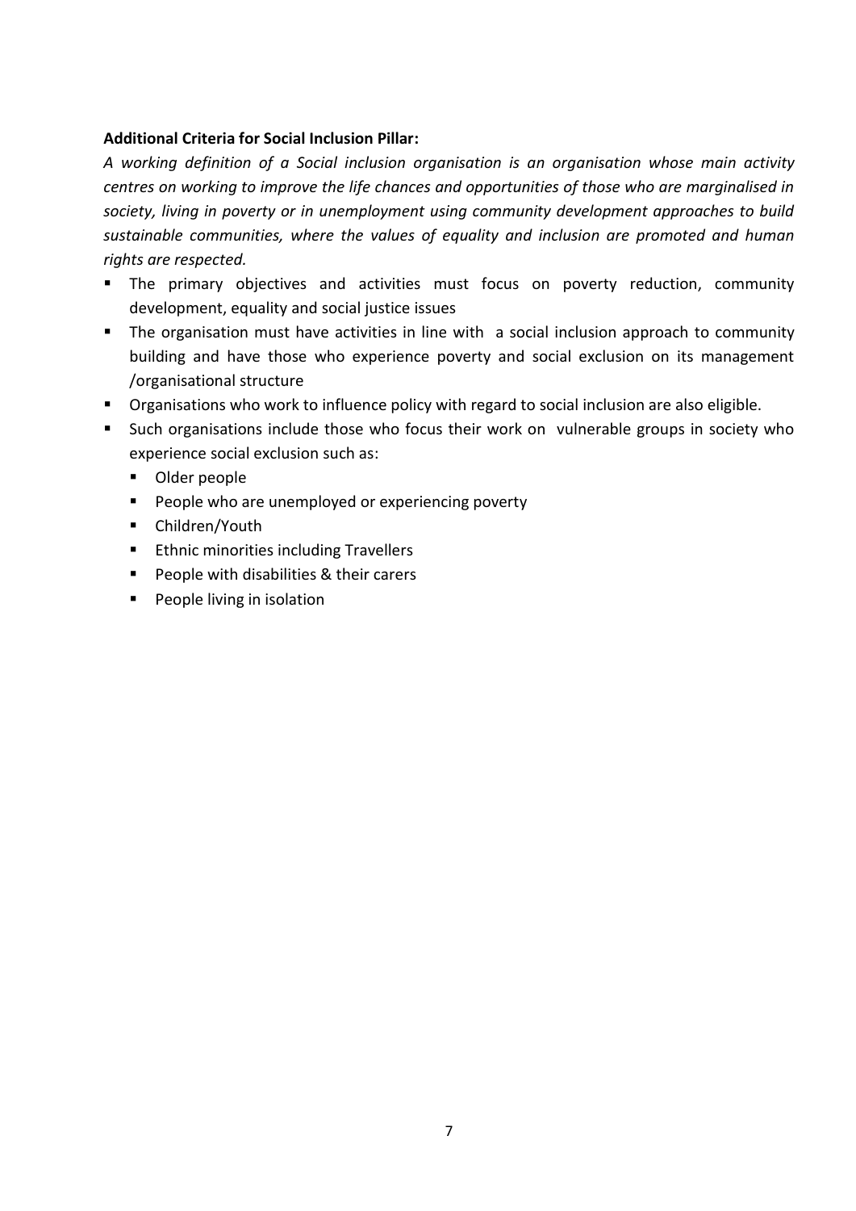**Additional Criteria for Social Inclusion Pillar:**

*A working definition of a Social inclusion organisation is an organisation whose main activity centres on working to improve the life chances and opportunities of those who are marginalised in society, living in poverty or in unemployment using community development approaches to build sustainable communities, where the values of equality and inclusion are promoted and human rights are respected.*

- The primary objectives and activities must focus on poverty reduction, community development, equality and social justice issues
- The organisation must have activities in line with a social inclusion approach to community building and have those who experience poverty and social exclusion on its management /organisational structure
- Organisations who work to influence policy with regard to social inclusion are also eligible.
- Such organisations include those who focus their work on vulnerable groups in society who experience social exclusion such as:
  - Older people
  - People who are unemployed or experiencing poverty
  - Children/Youth
  - Ethnic minorities including Travellers
  - People with disabilities & their carers
  - People living in isolation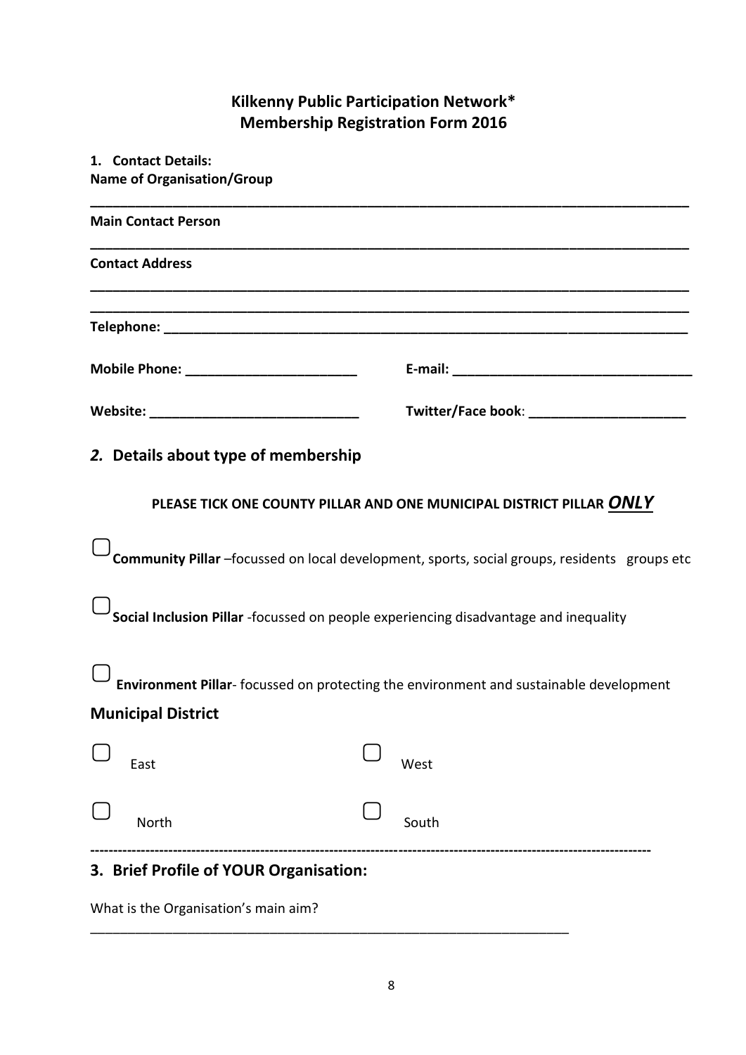## Kilkenny Public Participation Network*
## Membership Registration Form 2016

**1. Contact Details:**

**Name of Organisation/Group**

______________________________________________________________________________

**Main Contact Person**

______________________________________________________________________________

**Contact Address**

______________________________________________________________________________

______________________________________________________________________________

**Telephone:** ____________________________________________________________________

**Mobile Phone:** _______________________ **E-mail:** ________________________________

**Website:** ____________________________ **Twitter/Face book**: _____________________

### *2.* Details about type of membership

**PLEASE TICK ONE COUNTY PILLAR AND ONE MUNICIPAL DISTRICT PILLAR *ONLY***

☐ **Community Pillar** –focussed on local development, sports, social groups, residents groups etc

☐ **Social Inclusion Pillar** -focussed on people experiencing disadvantage and inequality

☐ **Environment Pillar**- focussed on protecting the environment and sustainable development

**Municipal District**

☐ East ☐ West

☐ North ☐ South

---

### 3. Brief Profile of YOUR Organisation:

What is the Organisation's main aim?

_________________________________________________________________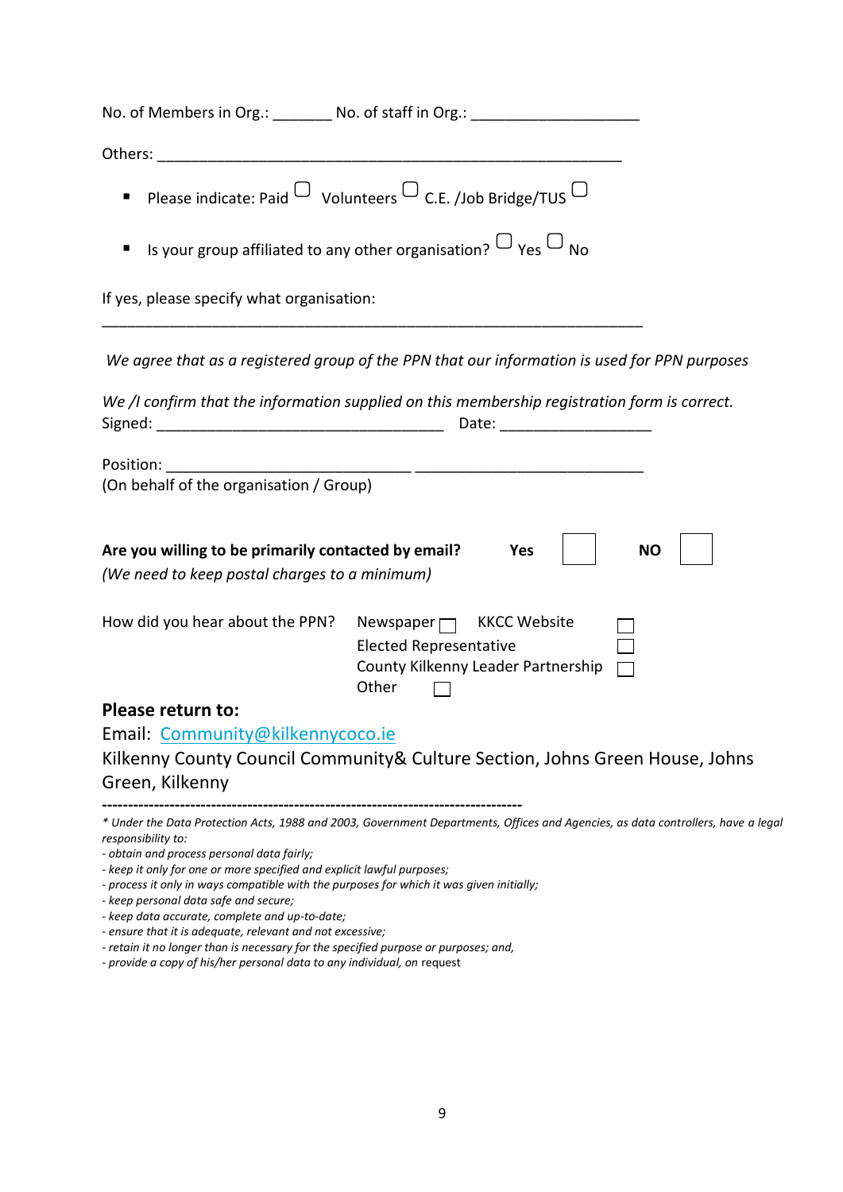No. of Members in Org.: _______ No. of staff in Org.: ___________________

Others: _____________________________________________________

- Please indicate: Paid ☐ Volunteers ☐ C.E. /Job Bridge/TUS ☐
- Is your group affiliated to any other organisation? ☐ Yes ☐ No

If yes, please specify what organisation:

______________________________________________________________

*We agree that as a registered group of the PPN that our information is used for PPN purposes*

*We /I confirm that the information supplied on this membership registration form is correct.*
Signed: _________________________________ Date: _________________

Position: ____________________________ __________________________
(On behalf of the organisation / Group)

**Are you willing to be primarily contacted by email?** **Yes** ☐ **NO** ☐
*(We need to keep postal charges to a minimum)*

How did you hear about the PPN? Newspaper ☐ KKCC Website ☐
Elected Representative ☐
County Kilkenny Leader Partnership ☐
Other ☐

**Please return to:**

Email: Community@kilkennycoco.ie

Kilkenny County Council Community& Culture Section, Johns Green House, Johns Green, Kilkenny

---

*\* Under the Data Protection Acts, 1988 and 2003, Government Departments, Offices and Agencies, as data controllers, have a legal responsibility to:*

- *obtain and process personal data fairly;*
- *keep it only for one or more specified and explicit lawful purposes;*
- *process it only in ways compatible with the purposes for which it was given initially;*
- *keep personal data safe and secure;*
- *keep data accurate, complete and up-to-date;*
- *ensure that it is adequate, relevant and not excessive;*
- *retain it no longer than is necessary for the specified purpose or purposes; and,*
- *provide a copy of his/her personal data to any individual, on* request